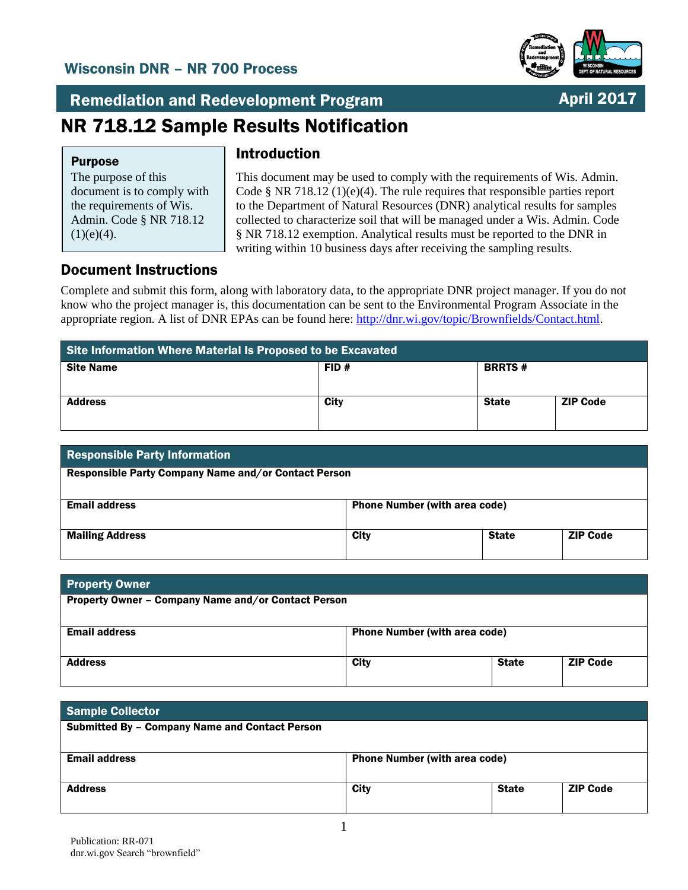## Wisconsin DNR – NR 700 Process

**Remediation and Redevelopment Program** — **April 2017**

# NR 718.12 Sample Results Notification

**Purpose**

The purpose of this document is to comply with the requirements of Wis. Admin. Code § NR 718.12 (1)(e)(4).

## Introduction

This document may be used to comply with the requirements of Wis. Admin. Code § NR 718.12 (1)(e)(4). The rule requires that responsible parties report to the Department of Natural Resources (DNR) analytical results for samples collected to characterize soil that will be managed under a Wis. Admin. Code § NR 718.12 exemption. Analytical results must be reported to the DNR in writing within 10 business days after receiving the sampling results.

## Document Instructions

Complete and submit this form, along with laboratory data, to the appropriate DNR project manager. If you do not know who the project manager is, this documentation can be sent to the Environmental Program Associate in the appropriate region. A list of DNR EPAs can be found here: http://dnr.wi.gov/topic/Brownfields/Contact.html.

| Site Information Where Material Is Proposed to be Excavated | | | |
|---|---|---|---|
| **Site Name** | **FID #** | **BRRTS #** | |
| **Address** | **City** | **State** | **ZIP Code** |

| Responsible Party Information | | | |
|---|---|---|---|
| **Responsible Party Company Name and/or Contact Person** | | | |
| **Email address** | **Phone Number (with area code)** | | |
| **Mailing Address** | **City** | **State** | **ZIP Code** |

| Property Owner | | | |
|---|---|---|---|
| **Property Owner – Company Name and/or Contact Person** | | | |
| **Email address** | **Phone Number (with area code)** | | |
| **Address** | **City** | **State** | **ZIP Code** |

| Sample Collector | | | |
|---|---|---|---|
| **Submitted By – Company Name and Contact Person** | | | |
| **Email address** | **Phone Number (with area code)** | | |
| **Address** | **City** | **State** | **ZIP Code** |

Publication: RR-071
dnr.wi.gov Search "brownfield"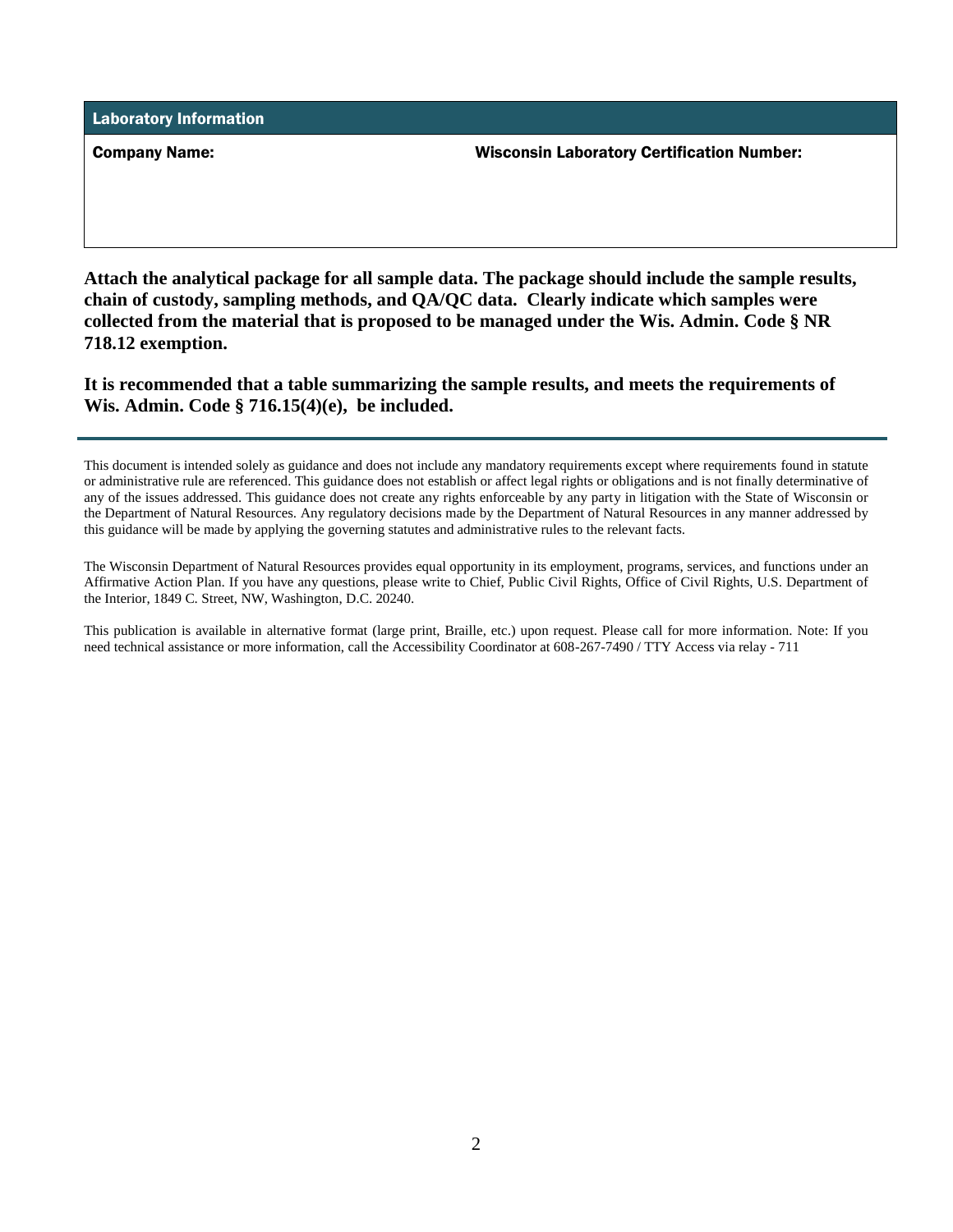## Laboratory Information

| Company Name: | Wisconsin Laboratory Certification Number: |
|---|---|
| | |

**Attach the analytical package for all sample data. The package should include the sample results, chain of custody, sampling methods, and QA/QC data. Clearly indicate which samples were collected from the material that is proposed to be managed under the Wis. Admin. Code § NR 718.12 exemption.**

**It is recommended that a table summarizing the sample results, and meets the requirements of Wis. Admin. Code § 716.15(4)(e), be included.**

---

This document is intended solely as guidance and does not include any mandatory requirements except where requirements found in statute or administrative rule are referenced. This guidance does not establish or affect legal rights or obligations and is not finally determinative of any of the issues addressed. This guidance does not create any rights enforceable by any party in litigation with the State of Wisconsin or the Department of Natural Resources. Any regulatory decisions made by the Department of Natural Resources in any manner addressed by this guidance will be made by applying the governing statutes and administrative rules to the relevant facts.

The Wisconsin Department of Natural Resources provides equal opportunity in its employment, programs, services, and functions under an Affirmative Action Plan. If you have any questions, please write to Chief, Public Civil Rights, Office of Civil Rights, U.S. Department of the Interior, 1849 C. Street, NW, Washington, D.C. 20240.

This publication is available in alternative format (large print, Braille, etc.) upon request. Please call for more information. Note: If you need technical assistance or more information, call the Accessibility Coordinator at 608-267-7490 / TTY Access via relay - 711